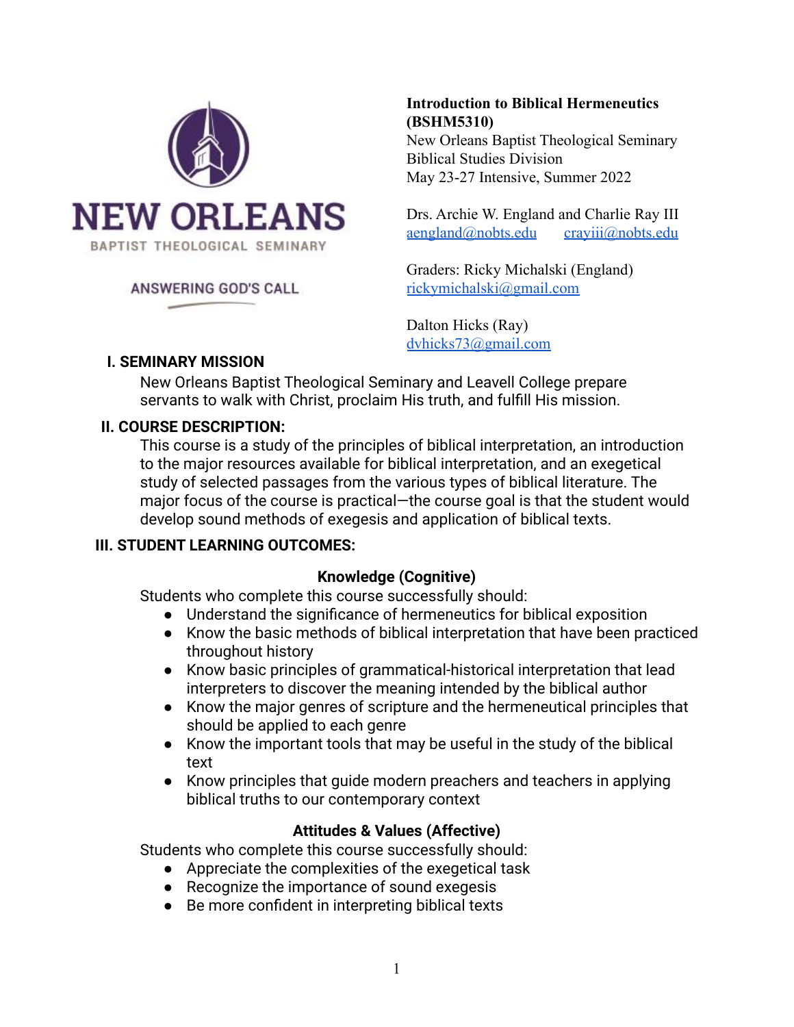NEW ORLEANS
BAPTIST THEOLOGICAL SEMINARY

ANSWERING GOD'S CALL

**Introduction to Biblical Hermeneutics (BSHM5310)**
New Orleans Baptist Theological Seminary
Biblical Studies Division
May 23-27 Intensive, Summer 2022

Drs. Archie W. England and Charlie Ray III
aengland@nobts.edu crayiii@nobts.edu

Graders: Ricky Michalski (England)
rickymichalski@gmail.com

Dalton Hicks (Ray)
dvhicks73@gmail.com

## I. SEMINARY MISSION

New Orleans Baptist Theological Seminary and Leavell College prepare servants to walk with Christ, proclaim His truth, and fulfill His mission.

## II. COURSE DESCRIPTION:

This course is a study of the principles of biblical interpretation, an introduction to the major resources available for biblical interpretation, and an exegetical study of selected passages from the various types of biblical literature. The major focus of the course is practical—the course goal is that the student would develop sound methods of exegesis and application of biblical texts.

## III. STUDENT LEARNING OUTCOMES:

### Knowledge (Cognitive)

Students who complete this course successfully should:

- Understand the significance of hermeneutics for biblical exposition
- Know the basic methods of biblical interpretation that have been practiced throughout history
- Know basic principles of grammatical-historical interpretation that lead interpreters to discover the meaning intended by the biblical author
- Know the major genres of scripture and the hermeneutical principles that should be applied to each genre
- Know the important tools that may be useful in the study of the biblical text
- Know principles that guide modern preachers and teachers in applying biblical truths to our contemporary context

### Attitudes & Values (Affective)

Students who complete this course successfully should:

- Appreciate the complexities of the exegetical task
- Recognize the importance of sound exegesis
- Be more confident in interpreting biblical texts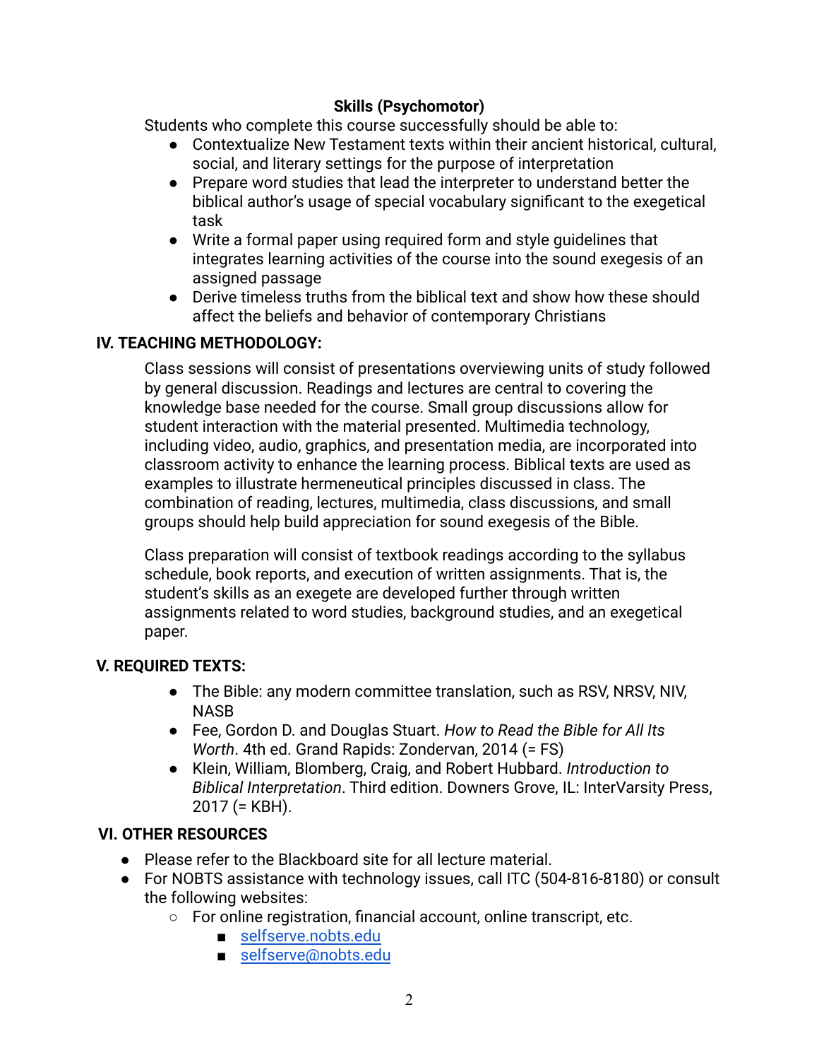### Skills (Psychomotor)

Students who complete this course successfully should be able to:

- Contextualize New Testament texts within their ancient historical, cultural, social, and literary settings for the purpose of interpretation
- Prepare word studies that lead the interpreter to understand better the biblical author's usage of special vocabulary significant to the exegetical task
- Write a formal paper using required form and style guidelines that integrates learning activities of the course into the sound exegesis of an assigned passage
- Derive timeless truths from the biblical text and show how these should affect the beliefs and behavior of contemporary Christians

## IV. TEACHING METHODOLOGY:

Class sessions will consist of presentations overviewing units of study followed by general discussion. Readings and lectures are central to covering the knowledge base needed for the course. Small group discussions allow for student interaction with the material presented. Multimedia technology, including video, audio, graphics, and presentation media, are incorporated into classroom activity to enhance the learning process. Biblical texts are used as examples to illustrate hermeneutical principles discussed in class. The combination of reading, lectures, multimedia, class discussions, and small groups should help build appreciation for sound exegesis of the Bible.

Class preparation will consist of textbook readings according to the syllabus schedule, book reports, and execution of written assignments. That is, the student's skills as an exegete are developed further through written assignments related to word studies, background studies, and an exegetical paper.

## V. REQUIRED TEXTS:

- The Bible: any modern committee translation, such as RSV, NRSV, NIV, NASB
- Fee, Gordon D. and Douglas Stuart. *How to Read the Bible for All Its Worth*. 4th ed. Grand Rapids: Zondervan, 2014 (= FS)
- Klein, William, Blomberg, Craig, and Robert Hubbard. *Introduction to Biblical Interpretation*. Third edition. Downers Grove, IL: InterVarsity Press, 2017 (= KBH).

## VI. OTHER RESOURCES

- Please refer to the Blackboard site for all lecture material.
- For NOBTS assistance with technology issues, call ITC (504-816-8180) or consult the following websites:
    - For online registration, financial account, online transcript, etc.
        - [selfserve.nobts.edu](selfserve.nobts.edu)
        - [selfserve@nobts.edu](mailto:selfserve@nobts.edu)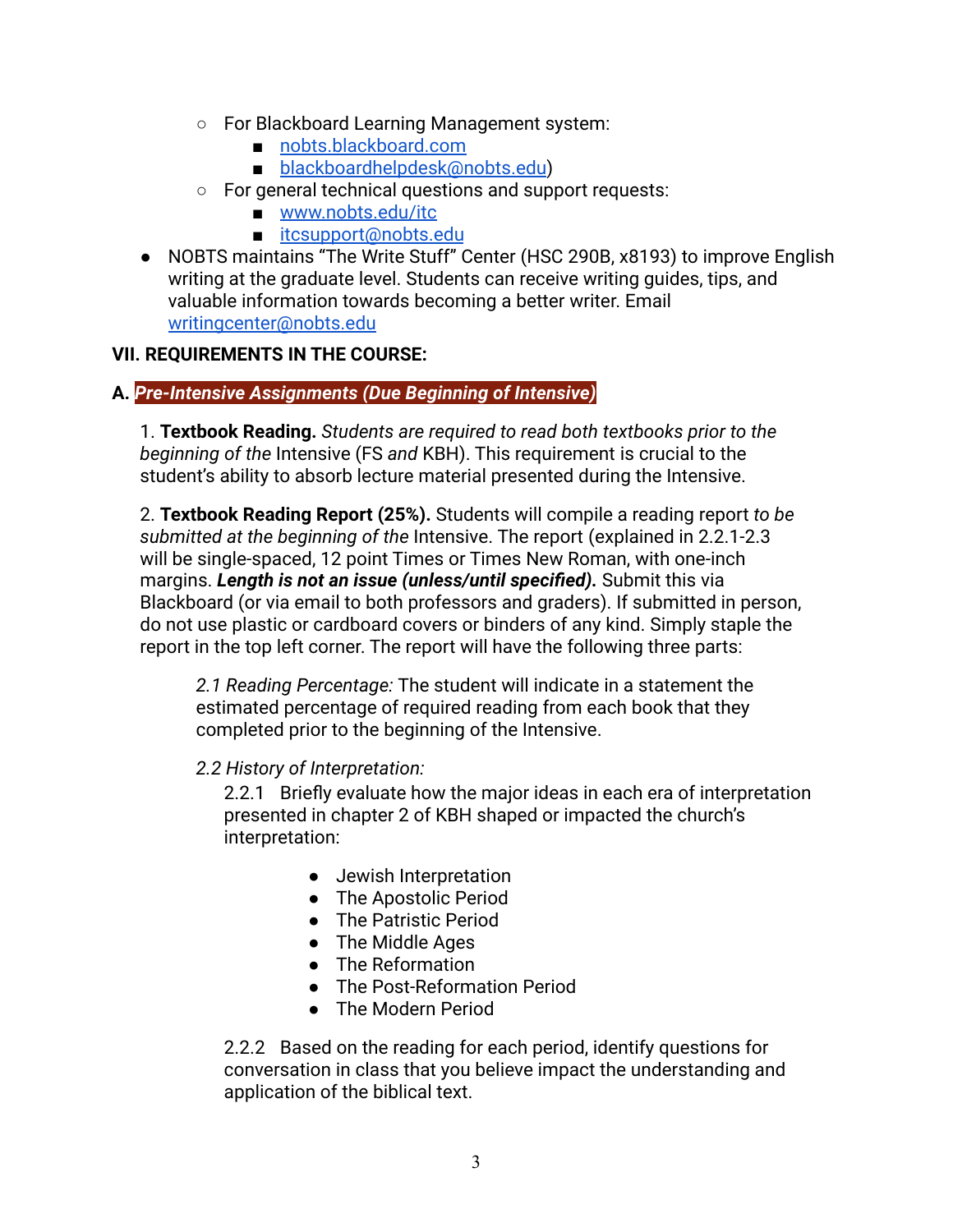- For Blackboard Learning Management system:
    - nobts.blackboard.com
    - blackboardhelpdesk@nobts.edu)
  - For general technical questions and support requests:
    - www.nobts.edu/itc
    - itcsupport@nobts.edu
- NOBTS maintains "The Write Stuff" Center (HSC 290B, x8193) to improve English writing at the graduate level. Students can receive writing guides, tips, and valuable information towards becoming a better writer. Email writingcenter@nobts.edu

**VII. REQUIREMENTS IN THE COURSE:**

**A. *Pre-Intensive Assignments (Due Beginning of Intensive)***

1. **Textbook Reading.** *Students are required to read both textbooks prior to the beginning of the* Intensive (FS *and* KBH). This requirement is crucial to the student's ability to absorb lecture material presented during the Intensive.

2. **Textbook Reading Report (25%).** Students will compile a reading report *to be submitted at the beginning of the* Intensive. The report (explained in 2.2.1-2.3 will be single-spaced, 12 point Times or Times New Roman, with one-inch margins. ***Length is not an issue (unless/until specified).*** Submit this via Blackboard (or via email to both professors and graders). If submitted in person, do not use plastic or cardboard covers or binders of any kind. Simply staple the report in the top left corner. The report will have the following three parts:

*2.1 Reading Percentage:* The student will indicate in a statement the estimated percentage of required reading from each book that they completed prior to the beginning of the Intensive.

*2.2 History of Interpretation:*

2.2.1 Briefly evaluate how the major ideas in each era of interpretation presented in chapter 2 of KBH shaped or impacted the church's interpretation:

- Jewish Interpretation
- The Apostolic Period
- The Patristic Period
- The Middle Ages
- The Reformation
- The Post-Reformation Period
- The Modern Period

2.2.2 Based on the reading for each period, identify questions for conversation in class that you believe impact the understanding and application of the biblical text.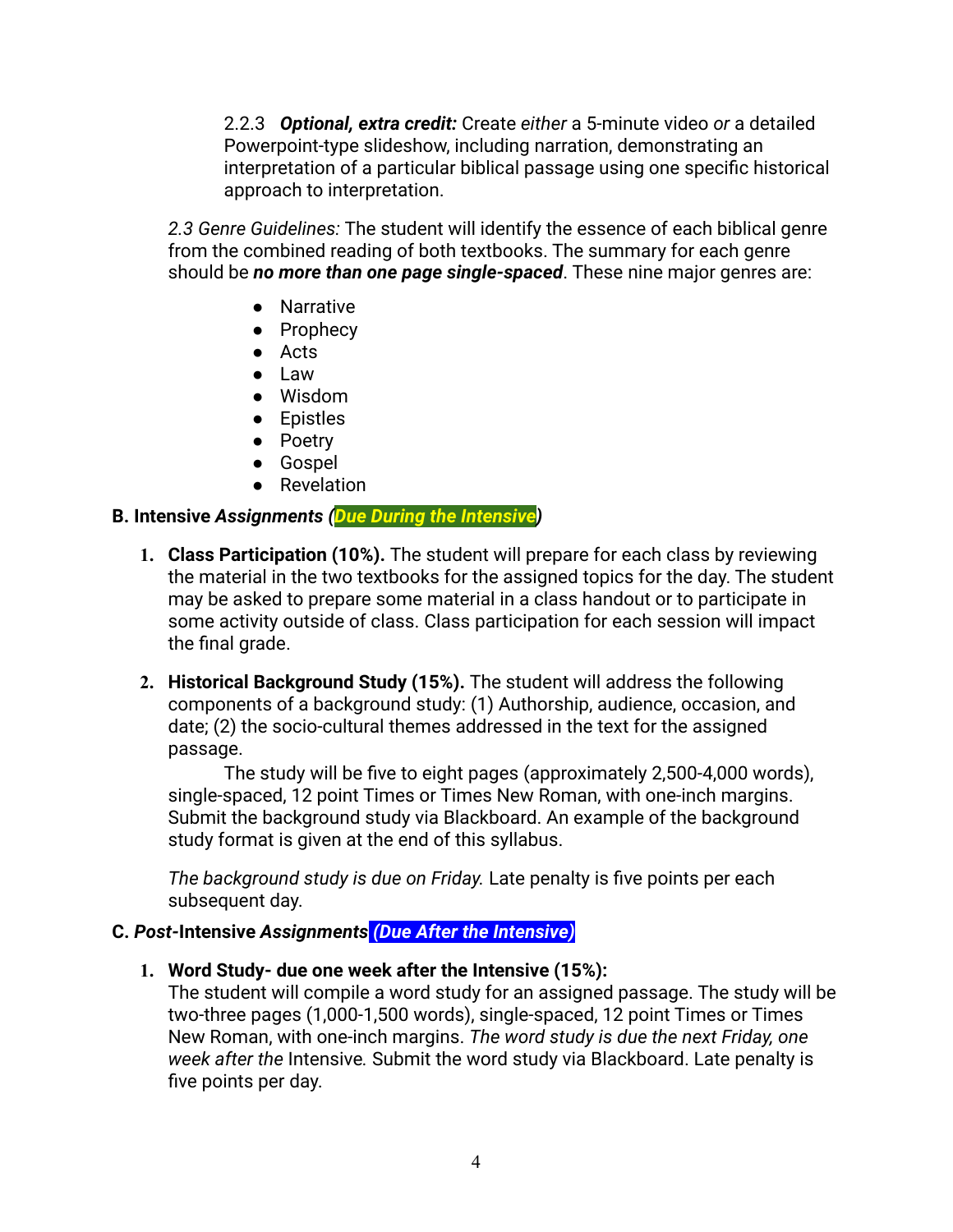2.2.3 ***Optional, extra credit:*** Create *either* a 5-minute video *or* a detailed Powerpoint-type slideshow, including narration, demonstrating an interpretation of a particular biblical passage using one specific historical approach to interpretation.

*2.3 Genre Guidelines:* The student will identify the essence of each biblical genre from the combined reading of both textbooks. The summary for each genre should be ***no more than one page single-spaced***. These nine major genres are:

- Narrative
- Prophecy
- Acts
- Law
- Wisdom
- Epistles
- Poetry
- Gospel
- Revelation

**B. Intensive *Assignments (Due During the Intensive)***

1. **Class Participation (10%).** The student will prepare for each class by reviewing the material in the two textbooks for the assigned topics for the day. The student may be asked to prepare some material in a class handout or to participate in some activity outside of class. Class participation for each session will impact the final grade.

2. **Historical Background Study (15%).** The student will address the following components of a background study: (1) Authorship, audience, occasion, and date; (2) the socio-cultural themes addressed in the text for the assigned passage.

   The study will be five to eight pages (approximately 2,500-4,000 words), single-spaced, 12 point Times or Times New Roman, with one-inch margins. Submit the background study via Blackboard. An example of the background study format is given at the end of this syllabus.

   *The background study is due on Friday.* Late penalty is five points per each subsequent day.

**C. *Post*-Intensive *Assignments (Due After the Intensive)***

1. **Word Study- due one week after the Intensive (15%):**
   The student will compile a word study for an assigned passage. The study will be two-three pages (1,000-1,500 words), single-spaced, 12 point Times or Times New Roman, with one-inch margins. *The word study is due the next Friday, one week after the* Intensive. Submit the word study via Blackboard. Late penalty is five points per day.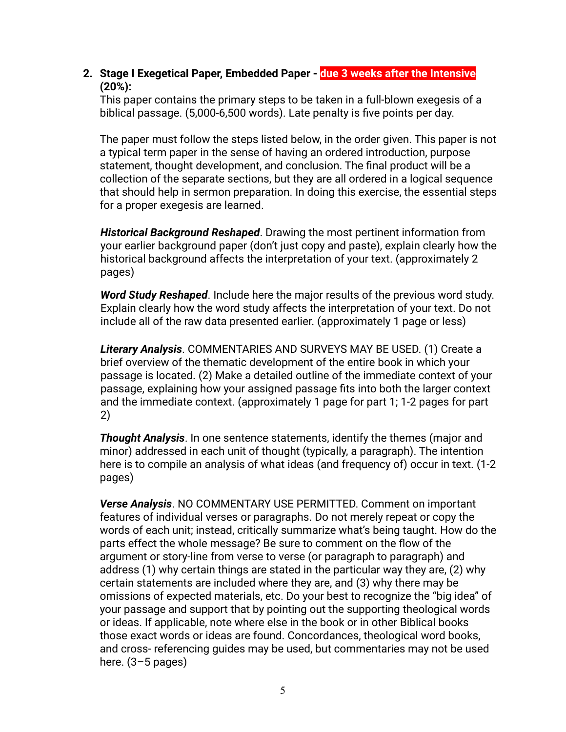2. **Stage I Exegetical Paper, Embedded Paper - due 3 weeks after the Intensive (20%):**
   This paper contains the primary steps to be taken in a full-blown exegesis of a biblical passage. (5,000-6,500 words). Late penalty is five points per day.

   The paper must follow the steps listed below, in the order given. This paper is not a typical term paper in the sense of having an ordered introduction, purpose statement, thought development, and conclusion. The final product will be a collection of the separate sections, but they are all ordered in a logical sequence that should help in sermon preparation. In doing this exercise, the essential steps for a proper exegesis are learned.

   ***Historical Background Reshaped***. Drawing the most pertinent information from your earlier background paper (don't just copy and paste), explain clearly how the historical background affects the interpretation of your text. (approximately 2 pages)

   ***Word Study Reshaped***. Include here the major results of the previous word study. Explain clearly how the word study affects the interpretation of your text. Do not include all of the raw data presented earlier. (approximately 1 page or less)

   ***Literary Analysis***. COMMENTARIES AND SURVEYS MAY BE USED. (1) Create a brief overview of the thematic development of the entire book in which your passage is located. (2) Make a detailed outline of the immediate context of your passage, explaining how your assigned passage fits into both the larger context and the immediate context. (approximately 1 page for part 1; 1-2 pages for part 2)

   ***Thought Analysis***. In one sentence statements, identify the themes (major and minor) addressed in each unit of thought (typically, a paragraph). The intention here is to compile an analysis of what ideas (and frequency of) occur in text. (1-2 pages)

   ***Verse Analysis***. NO COMMENTARY USE PERMITTED. Comment on important features of individual verses or paragraphs. Do not merely repeat or copy the words of each unit; instead, critically summarize what's being taught. How do the parts effect the whole message? Be sure to comment on the flow of the argument or story-line from verse to verse (or paragraph to paragraph) and address (1) why certain things are stated in the particular way they are, (2) why certain statements are included where they are, and (3) why there may be omissions of expected materials, etc. Do your best to recognize the "big idea" of your passage and support that by pointing out the supporting theological words or ideas. If applicable, note where else in the book or in other Biblical books those exact words or ideas are found. Concordances, theological word books, and cross- referencing guides may be used, but commentaries may not be used here. (3–5 pages)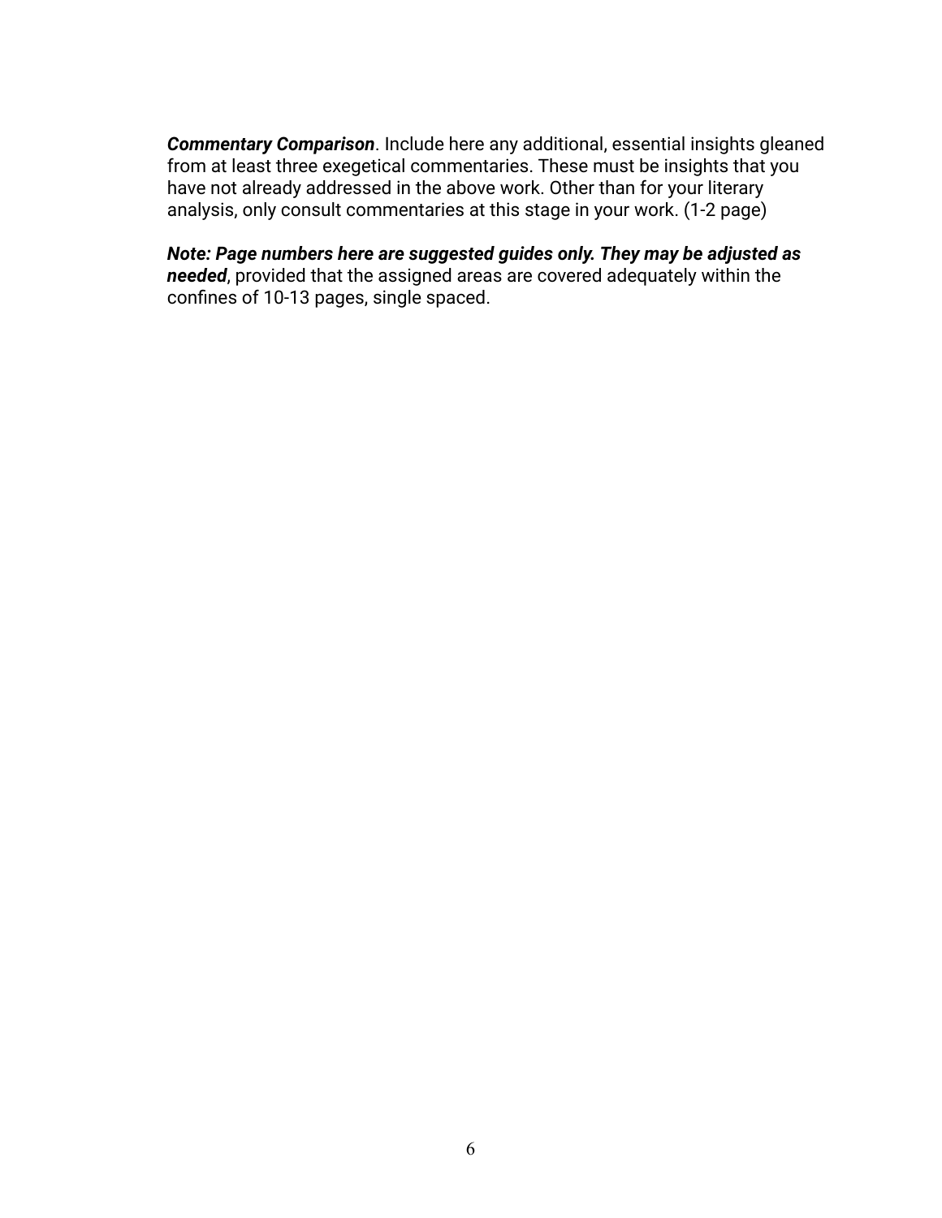***Commentary Comparison***. Include here any additional, essential insights gleaned from at least three exegetical commentaries. These must be insights that you have not already addressed in the above work. Other than for your literary analysis, only consult commentaries at this stage in your work. (1-2 page)

***Note: Page numbers here are suggested guides only. They may be adjusted as needed***, provided that the assigned areas are covered adequately within the confines of 10-13 pages, single spaced.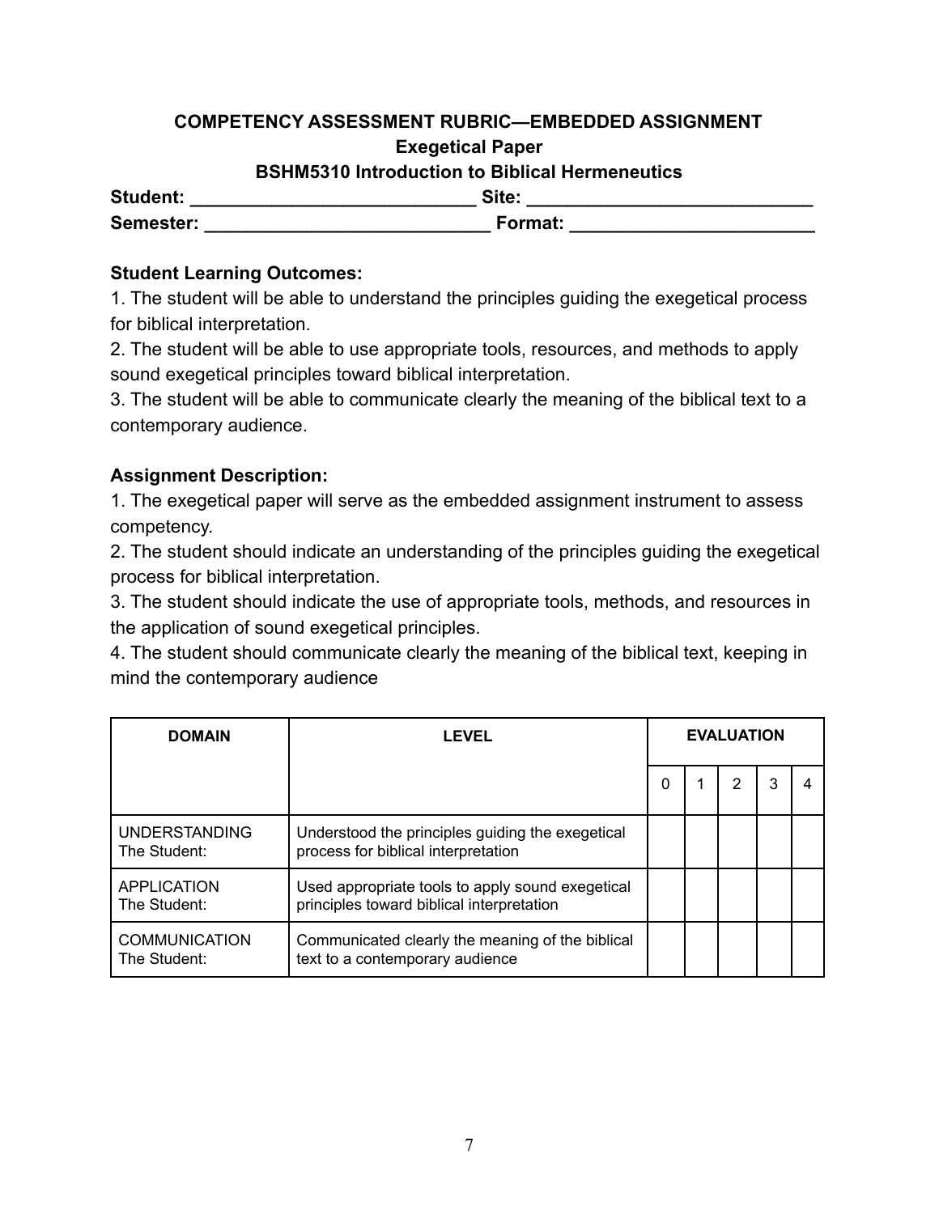**COMPETENCY ASSESSMENT RUBRIC—EMBEDDED ASSIGNMENT**

**Exegetical Paper**

**BSHM5310 Introduction to Biblical Hermeneutics**

**Student:** ____________________________ **Site:** ____________________________

**Semester:** ____________________________ **Format:** ________________________

**Student Learning Outcomes:**

1. The student will be able to understand the principles guiding the exegetical process for biblical interpretation.
2. The student will be able to use appropriate tools, resources, and methods to apply sound exegetical principles toward biblical interpretation.
3. The student will be able to communicate clearly the meaning of the biblical text to a contemporary audience.

**Assignment Description:**

1. The exegetical paper will serve as the embedded assignment instrument to assess competency.
2. The student should indicate an understanding of the principles guiding the exegetical process for biblical interpretation.
3. The student should indicate the use of appropriate tools, methods, and resources in the application of sound exegetical principles.
4. The student should communicate clearly the meaning of the biblical text, keeping in mind the contemporary audience

| DOMAIN | LEVEL | EVALUATION | | | | |
|---|---|---|---|---|---|---|
| | | 0 | 1 | 2 | 3 | 4 |
| UNDERSTANDING The Student: | Understood the principles guiding the exegetical process for biblical interpretation | | | | | |
| APPLICATION The Student: | Used appropriate tools to apply sound exegetical principles toward biblical interpretation | | | | | |
| COMMUNICATION The Student: | Communicated clearly the meaning of the biblical text to a contemporary audience | | | | | |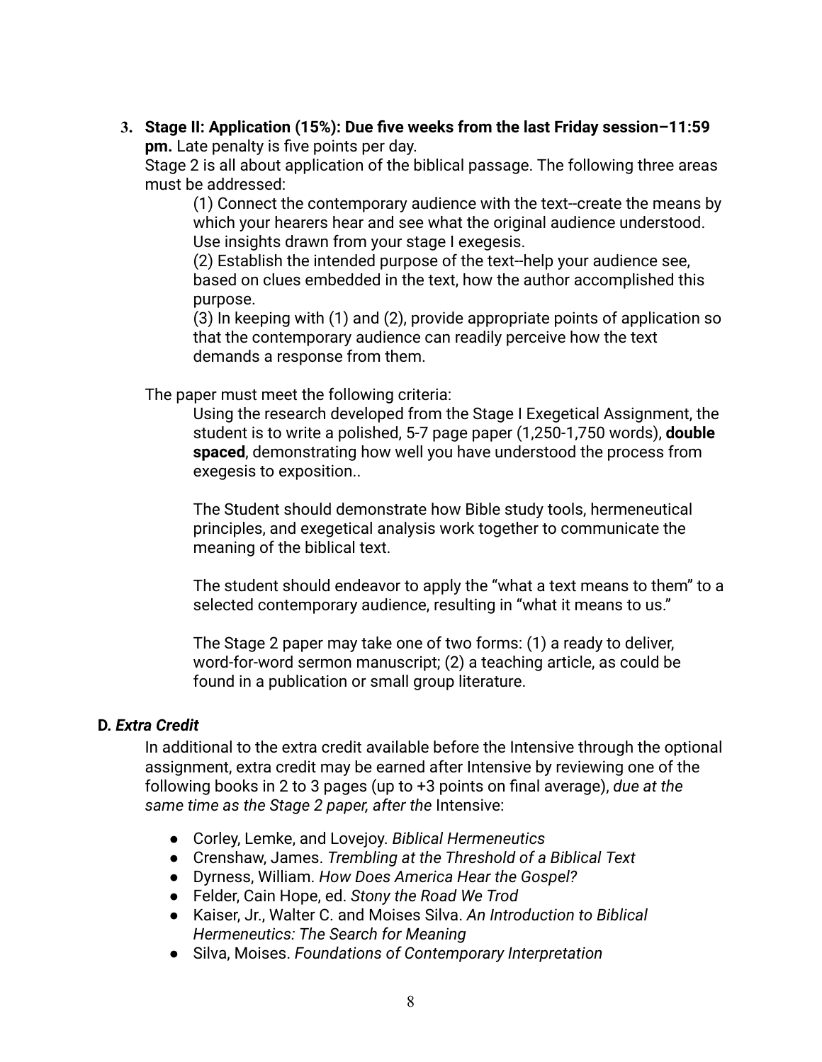3. **Stage II: Application (15%): Due five weeks from the last Friday session–11:59 pm.** Late penalty is five points per day.

   Stage 2 is all about application of the biblical passage. The following three areas must be addressed:

   (1) Connect the contemporary audience with the text--create the means by which your hearers hear and see what the original audience understood. Use insights drawn from your stage I exegesis.

   (2) Establish the intended purpose of the text--help your audience see, based on clues embedded in the text, how the author accomplished this purpose.

   (3) In keeping with (1) and (2), provide appropriate points of application so that the contemporary audience can readily perceive how the text demands a response from them.

   The paper must meet the following criteria:

   Using the research developed from the Stage I Exegetical Assignment, the student is to write a polished, 5-7 page paper (1,250-1,750 words), **double spaced**, demonstrating how well you have understood the process from exegesis to exposition..

   The Student should demonstrate how Bible study tools, hermeneutical principles, and exegetical analysis work together to communicate the meaning of the biblical text.

   The student should endeavor to apply the "what a text means to them" to a selected contemporary audience, resulting in "what it means to us."

   The Stage 2 paper may take one of two forms: (1) a ready to deliver, word-for-word sermon manuscript; (2) a teaching article, as could be found in a publication or small group literature.

### D. *Extra Credit*

In additional to the extra credit available before the Intensive through the optional assignment, extra credit may be earned after Intensive by reviewing one of the following books in 2 to 3 pages (up to +3 points on final average), *due at the same time as the Stage 2 paper, after the* Intensive:

- Corley, Lemke, and Lovejoy. *Biblical Hermeneutics*
- Crenshaw, James. *Trembling at the Threshold of a Biblical Text*
- Dyrness, William. *How Does America Hear the Gospel?*
- Felder, Cain Hope, ed. *Stony the Road We Trod*
- Kaiser, Jr., Walter C. and Moises Silva. *An Introduction to Biblical Hermeneutics: The Search for Meaning*
- Silva, Moises. *Foundations of Contemporary Interpretation*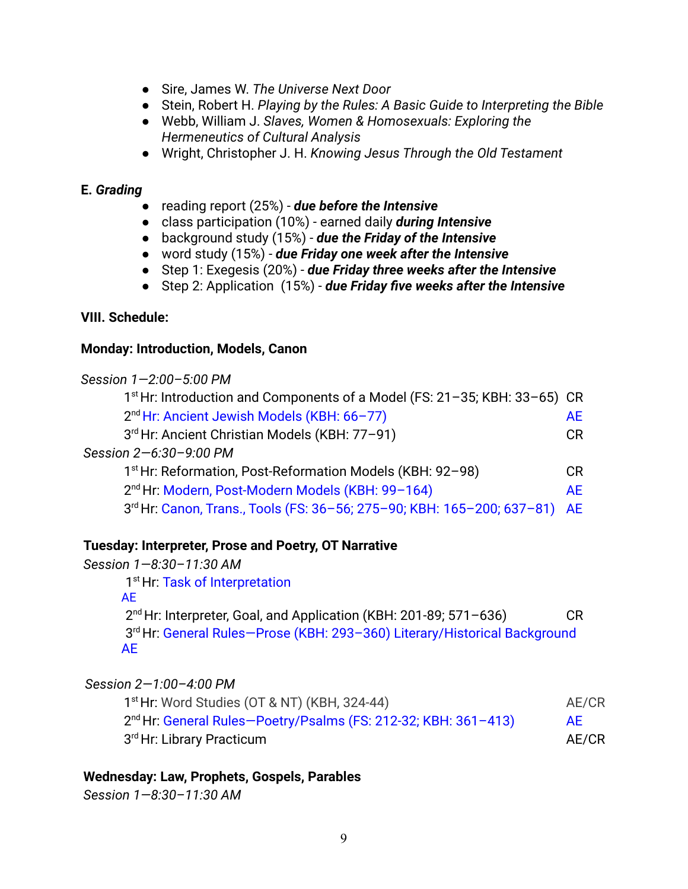- Sire, James W. *The Universe Next Door*
- Stein, Robert H. *Playing by the Rules: A Basic Guide to Interpreting the Bible*
- Webb, William J. *Slaves, Women & Homosexuals: Exploring the Hermeneutics of Cultural Analysis*
- Wright, Christopher J. H. *Knowing Jesus Through the Old Testament*

**E. *Grading***

- reading report (25%) - ***due before the Intensive***
- class participation (10%) - earned daily ***during Intensive***
- background study (15%) - ***due the Friday of the Intensive***
- word study (15%) - ***due Friday one week after the Intensive***
- Step 1: Exegesis (20%) - ***due Friday three weeks after the Intensive***
- Step 2: Application (15%) - ***due Friday five weeks after the Intensive***

**VIII. Schedule:**

**Monday: Introduction, Models, Canon**

*Session 1—2:00–5:00 PM*

1st Hr: Introduction and Components of a Model (FS: 21–35; KBH: 33–65) CR
2nd Hr: Ancient Jewish Models (KBH: 66–77) AE
3rd Hr: Ancient Christian Models (KBH: 77–91) CR

*Session 2—6:30–9:00 PM*

1st Hr: Reformation, Post-Reformation Models (KBH: 92–98) CR
2nd Hr: Modern, Post-Modern Models (KBH: 99–164) AE
3rd Hr: Canon, Trans., Tools (FS: 36–56; 275–90; KBH: 165–200; 637–81) AE

**Tuesday: Interpreter, Prose and Poetry, OT Narrative**

*Session 1—8:30–11:30 AM*

1st Hr: Task of Interpretation AE
2nd Hr: Interpreter, Goal, and Application (KBH: 201-89; 571–636) CR
3rd Hr: General Rules—Prose (KBH: 293–360) Literary/Historical Background AE

*Session 2—1:00–4:00 PM*

1st Hr: Word Studies (OT & NT) (KBH, 324-44) AE/CR
2nd Hr: General Rules—Poetry/Psalms (FS: 212-32; KBH: 361–413) AE
3rd Hr: Library Practicum AE/CR

**Wednesday: Law, Prophets, Gospels, Parables**

*Session 1—8:30–11:30 AM*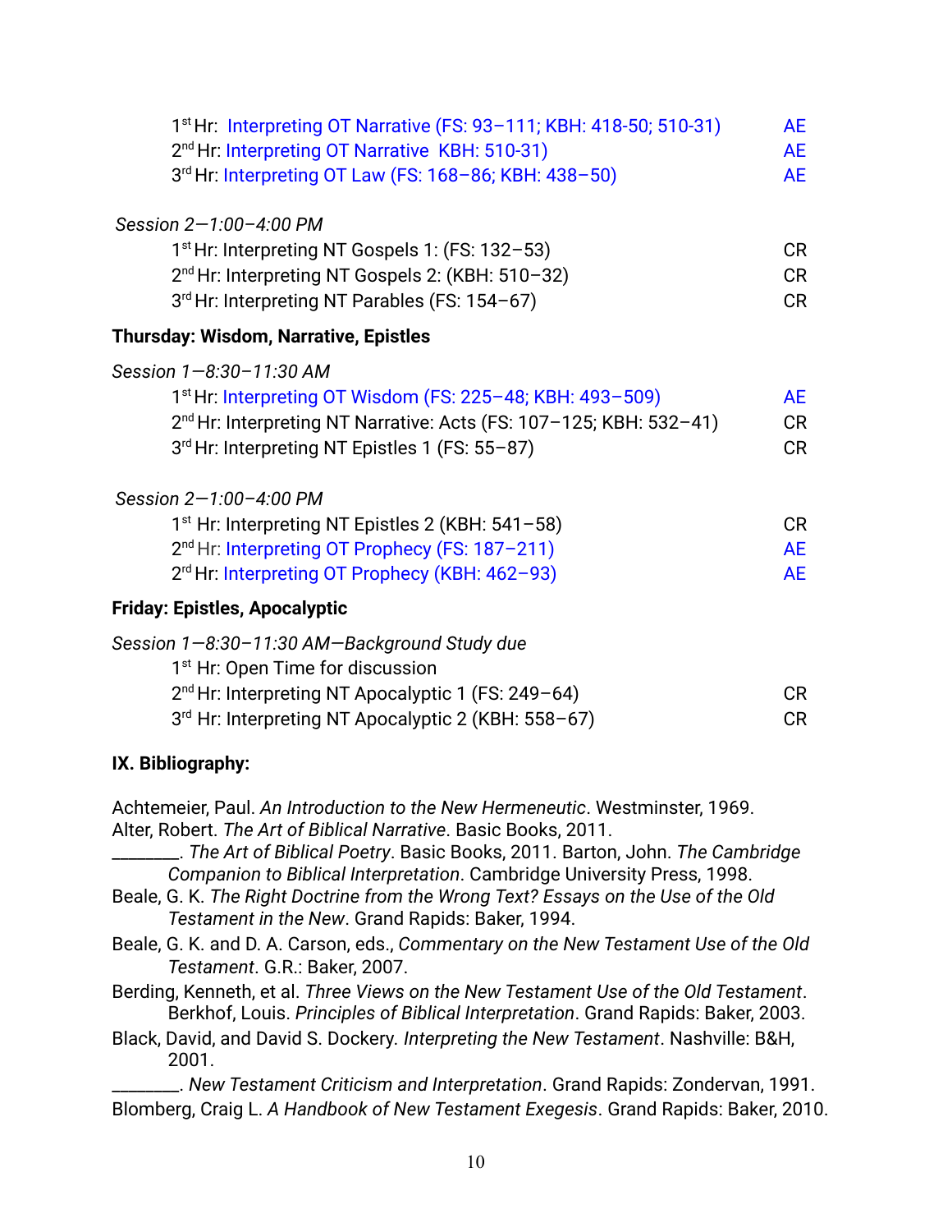1[st] Hr: Interpreting OT Narrative (FS: 93–111; KBH: 418-50; 510-31) AE
2[nd] Hr: Interpreting OT Narrative KBH: 510-31) AE
3[rd] Hr: Interpreting OT Law (FS: 168–86; KBH: 438–50) AE

*Session 2—1:00–4:00 PM*

1[st] Hr: Interpreting NT Gospels 1: (FS: 132–53) CR
2[nd] Hr: Interpreting NT Gospels 2: (KBH: 510–32) CR
3[rd] Hr: Interpreting NT Parables (FS: 154–67) CR

**Thursday: Wisdom, Narrative, Epistles**

*Session 1—8:30–11:30 AM*

1[st] Hr: Interpreting OT Wisdom (FS: 225–48; KBH: 493–509) AE
2[nd] Hr: Interpreting NT Narrative: Acts (FS: 107–125; KBH: 532–41) CR
3[rd] Hr: Interpreting NT Epistles 1 (FS: 55–87) CR

*Session 2—1:00–4:00 PM*

1[st] Hr: Interpreting NT Epistles 2 (KBH: 541–58) CR
2[nd] Hr: Interpreting OT Prophecy (FS: 187–211) AE
2[rd] Hr: Interpreting OT Prophecy (KBH: 462–93) AE

**Friday: Epistles, Apocalyptic**

*Session 1—8:30–11:30 AM—Background Study due*

1[st] Hr: Open Time for discussion
2[nd] Hr: Interpreting NT Apocalyptic 1 (FS: 249–64) CR
3[rd] Hr: Interpreting NT Apocalyptic 2 (KBH: 558–67) CR

**IX. Bibliography:**

Achtemeier, Paul. *An Introduction to the New Hermeneutic*. Westminster, 1969.
Alter, Robert. *The Art of Biblical Narrative*. Basic Books, 2011.
________. *The Art of Biblical Poetry*. Basic Books, 2011. Barton, John. *The Cambridge Companion to Biblical Interpretation*. Cambridge University Press, 1998.
Beale, G. K. *The Right Doctrine from the Wrong Text? Essays on the Use of the Old Testament in the New*. Grand Rapids: Baker, 1994.
Beale, G. K. and D. A. Carson, eds., *Commentary on the New Testament Use of the Old Testament*. G.R.: Baker, 2007.
Berding, Kenneth, et al. *Three Views on the New Testament Use of the Old Testament*. Berkhof, Louis. *Principles of Biblical Interpretation*. Grand Rapids: Baker, 2003.
Black, David, and David S. Dockery. *Interpreting the New Testament*. Nashville: B&H, 2001.
________. *New Testament Criticism and Interpretation*. Grand Rapids: Zondervan, 1991.
Blomberg, Craig L. *A Handbook of New Testament Exegesis*. Grand Rapids: Baker, 2010.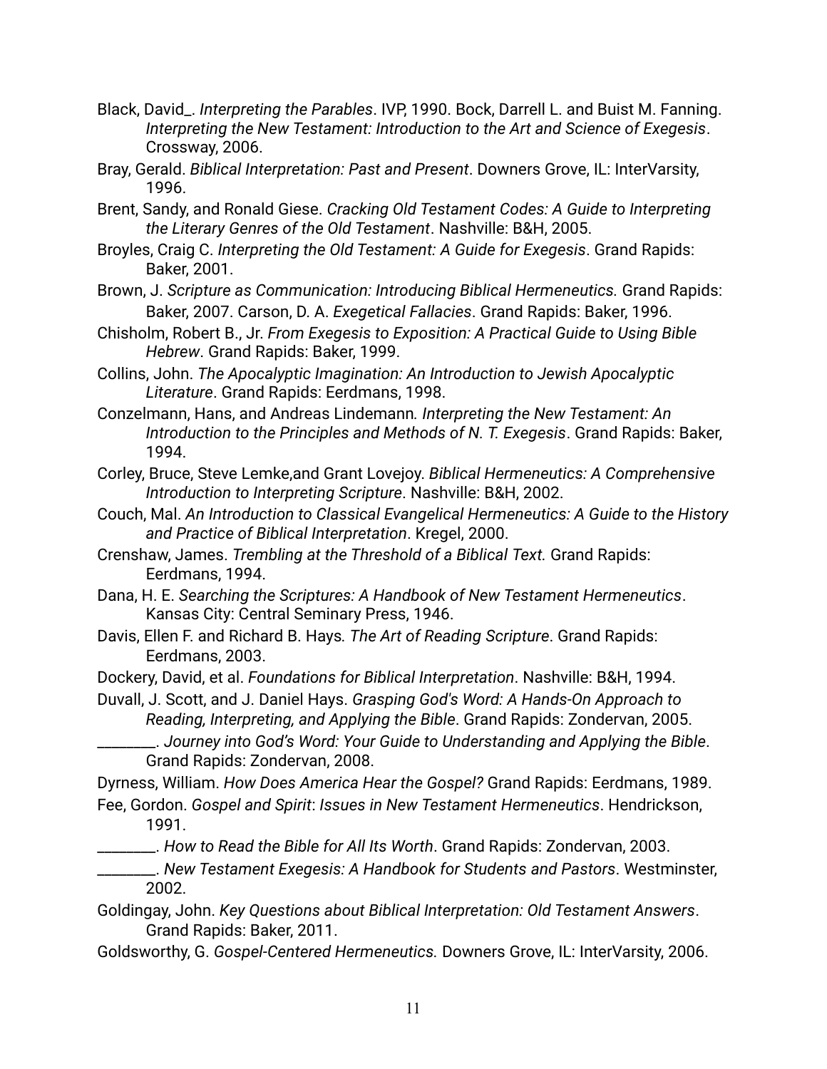Black, David_. *Interpreting the Parables*. IVP, 1990. Bock, Darrell L. and Buist M. Fanning. *Interpreting the New Testament: Introduction to the Art and Science of Exegesis*. Crossway, 2006.

Bray, Gerald. *Biblical Interpretation: Past and Present*. Downers Grove, IL: InterVarsity, 1996.

Brent, Sandy, and Ronald Giese. *Cracking Old Testament Codes: A Guide to Interpreting the Literary Genres of the Old Testament*. Nashville: B&H, 2005.

Broyles, Craig C. *Interpreting the Old Testament: A Guide for Exegesis*. Grand Rapids: Baker, 2001.

Brown, J. *Scripture as Communication: Introducing Biblical Hermeneutics.* Grand Rapids: Baker, 2007. Carson, D. A. *Exegetical Fallacies*. Grand Rapids: Baker, 1996.

Chisholm, Robert B., Jr. *From Exegesis to Exposition: A Practical Guide to Using Bible Hebrew*. Grand Rapids: Baker, 1999.

Collins, John. *The Apocalyptic Imagination: An Introduction to Jewish Apocalyptic Literature*. Grand Rapids: Eerdmans, 1998.

Conzelmann, Hans, and Andreas Lindemann*. Interpreting the New Testament: An Introduction to the Principles and Methods of N. T. Exegesis*. Grand Rapids: Baker, 1994.

Corley, Bruce, Steve Lemke,and Grant Lovejoy. *Biblical Hermeneutics: A Comprehensive Introduction to Interpreting Scripture*. Nashville: B&H, 2002.

Couch, Mal. *An Introduction to Classical Evangelical Hermeneutics: A Guide to the History and Practice of Biblical Interpretation*. Kregel, 2000.

Crenshaw, James. *Trembling at the Threshold of a Biblical Text.* Grand Rapids: Eerdmans, 1994.

Dana, H. E. *Searching the Scriptures: A Handbook of New Testament Hermeneutics*. Kansas City: Central Seminary Press, 1946.

Davis, Ellen F. and Richard B. Hays*. The Art of Reading Scripture*. Grand Rapids: Eerdmans, 2003.

Dockery, David, et al. *Foundations for Biblical Interpretation*. Nashville: B&H, 1994.

Duvall, J. Scott, and J. Daniel Hays. *Grasping God's Word: A Hands-On Approach to Reading, Interpreting, and Applying the Bible*. Grand Rapids: Zondervan, 2005.

________. *Journey into God's Word: Your Guide to Understanding and Applying the Bible*. Grand Rapids: Zondervan, 2008.

Dyrness, William. *How Does America Hear the Gospel?* Grand Rapids: Eerdmans, 1989.

Fee, Gordon. *Gospel and Spirit*: *Issues in New Testament Hermeneutics*. Hendrickson, 1991.

________. *How to Read the Bible for All Its Worth*. Grand Rapids: Zondervan, 2003.

________. *New Testament Exegesis: A Handbook for Students and Pastors*. Westminster, 2002.

Goldingay, John. *Key Questions about Biblical Interpretation: Old Testament Answers*. Grand Rapids: Baker, 2011.

Goldsworthy, G. *Gospel-Centered Hermeneutics.* Downers Grove, IL: InterVarsity, 2006.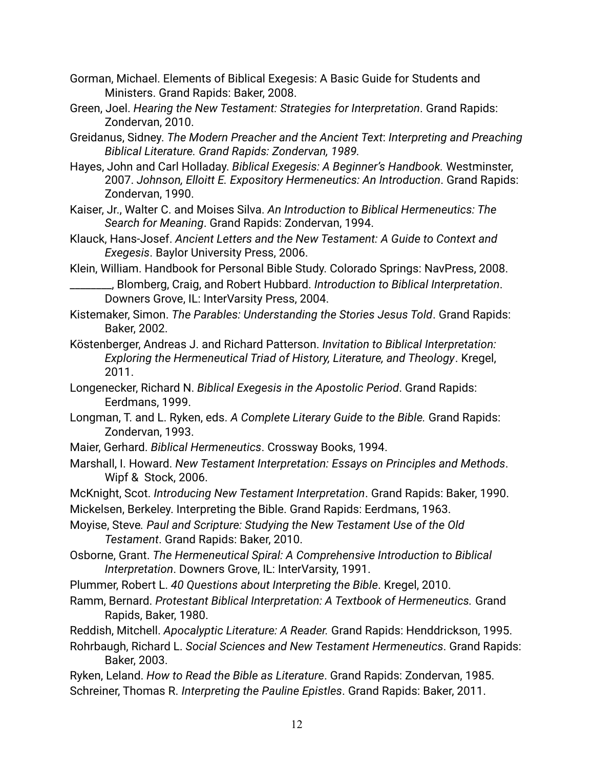Gorman, Michael. Elements of Biblical Exegesis: A Basic Guide for Students and Ministers. Grand Rapids: Baker, 2008.

Green, Joel. *Hearing the New Testament: Strategies for Interpretation*. Grand Rapids: Zondervan, 2010.

Greidanus, Sidney. *The Modern Preacher and the Ancient Text*: *Interpreting and Preaching Biblical Literature. Grand Rapids: Zondervan, 1989.*

Hayes, John and Carl Holladay. *Biblical Exegesis: A Beginner's Handbook*. Westminster, 2007. *Johnson, Elloitt E. Expository Hermeneutics: An Introduction*. Grand Rapids: Zondervan, 1990.

Kaiser, Jr., Walter C. and Moises Silva. *An Introduction to Biblical Hermeneutics: The Search for Meaning*. Grand Rapids: Zondervan, 1994.

Klauck, Hans-Josef. *Ancient Letters and the New Testament: A Guide to Context and Exegesis*. Baylor University Press, 2006.

Klein, William. Handbook for Personal Bible Study. Colorado Springs: NavPress, 2008.

________, Blomberg, Craig, and Robert Hubbard. *Introduction to Biblical Interpretation*. Downers Grove, IL: InterVarsity Press, 2004.

Kistemaker, Simon. *The Parables: Understanding the Stories Jesus Told*. Grand Rapids: Baker, 2002.

Köstenberger, Andreas J. and Richard Patterson. *Invitation to Biblical Interpretation: Exploring the Hermeneutical Triad of History, Literature, and Theology*. Kregel, 2011.

Longenecker, Richard N. *Biblical Exegesis in the Apostolic Period*. Grand Rapids: Eerdmans, 1999.

Longman, T. and L. Ryken, eds. *A Complete Literary Guide to the Bible.* Grand Rapids: Zondervan, 1993.

Maier, Gerhard. *Biblical Hermeneutics*. Crossway Books, 1994.

Marshall, I. Howard. *New Testament Interpretation: Essays on Principles and Methods*. Wipf & Stock, 2006.

McKnight, Scot. *Introducing New Testament Interpretation*. Grand Rapids: Baker, 1990.

Mickelsen, Berkeley. Interpreting the Bible. Grand Rapids: Eerdmans, 1963.

Moyise, Steve*. Paul and Scripture: Studying the New Testament Use of the Old Testament*. Grand Rapids: Baker, 2010.

Osborne, Grant. *The Hermeneutical Spiral: A Comprehensive Introduction to Biblical Interpretation*. Downers Grove, IL: InterVarsity, 1991.

Plummer, Robert L. *40 Questions about Interpreting the Bible*. Kregel, 2010.

Ramm, Bernard. *Protestant Biblical Interpretation: A Textbook of Hermeneutics.* Grand Rapids, Baker, 1980.

Reddish, Mitchell. *Apocalyptic Literature: A Reader.* Grand Rapids: Henddrickson, 1995.

Rohrbaugh, Richard L. *Social Sciences and New Testament Hermeneutics*. Grand Rapids: Baker, 2003.

Ryken, Leland. *How to Read the Bible as Literature*. Grand Rapids: Zondervan, 1985.

Schreiner, Thomas R. *Interpreting the Pauline Epistles*. Grand Rapids: Baker, 2011.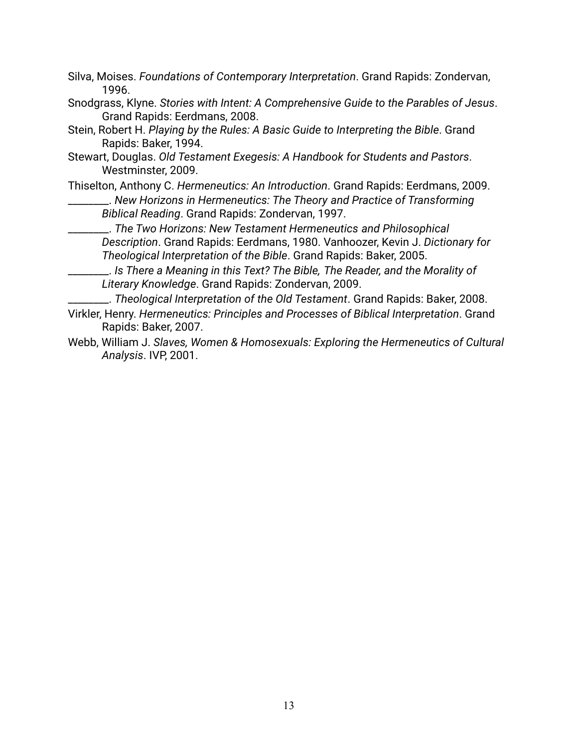Silva, Moises. *Foundations of Contemporary Interpretation*. Grand Rapids: Zondervan, 1996.

Snodgrass, Klyne. *Stories with Intent: A Comprehensive Guide to the Parables of Jesus*. Grand Rapids: Eerdmans, 2008.

Stein, Robert H. *Playing by the Rules: A Basic Guide to Interpreting the Bible*. Grand Rapids: Baker, 1994.

Stewart, Douglas. *Old Testament Exegesis: A Handbook for Students and Pastors*. Westminster, 2009.

Thiselton, Anthony C. *Hermeneutics: An Introduction*. Grand Rapids: Eerdmans, 2009.

________. *New Horizons in Hermeneutics: The Theory and Practice of Transforming Biblical Reading*. Grand Rapids: Zondervan, 1997.

________. *The Two Horizons: New Testament Hermeneutics and Philosophical Description*. Grand Rapids: Eerdmans, 1980. Vanhoozer, Kevin J. *Dictionary for Theological Interpretation of the Bible*. Grand Rapids: Baker, 2005.

________. *Is There a Meaning in this Text? The Bible, The Reader, and the Morality of Literary Knowledge*. Grand Rapids: Zondervan, 2009.

________. *Theological Interpretation of the Old Testament*. Grand Rapids: Baker, 2008.

Virkler, Henry. *Hermeneutics: Principles and Processes of Biblical Interpretation*. Grand Rapids: Baker, 2007.

Webb, William J. *Slaves, Women & Homosexuals: Exploring the Hermeneutics of Cultural Analysis*. IVP, 2001.